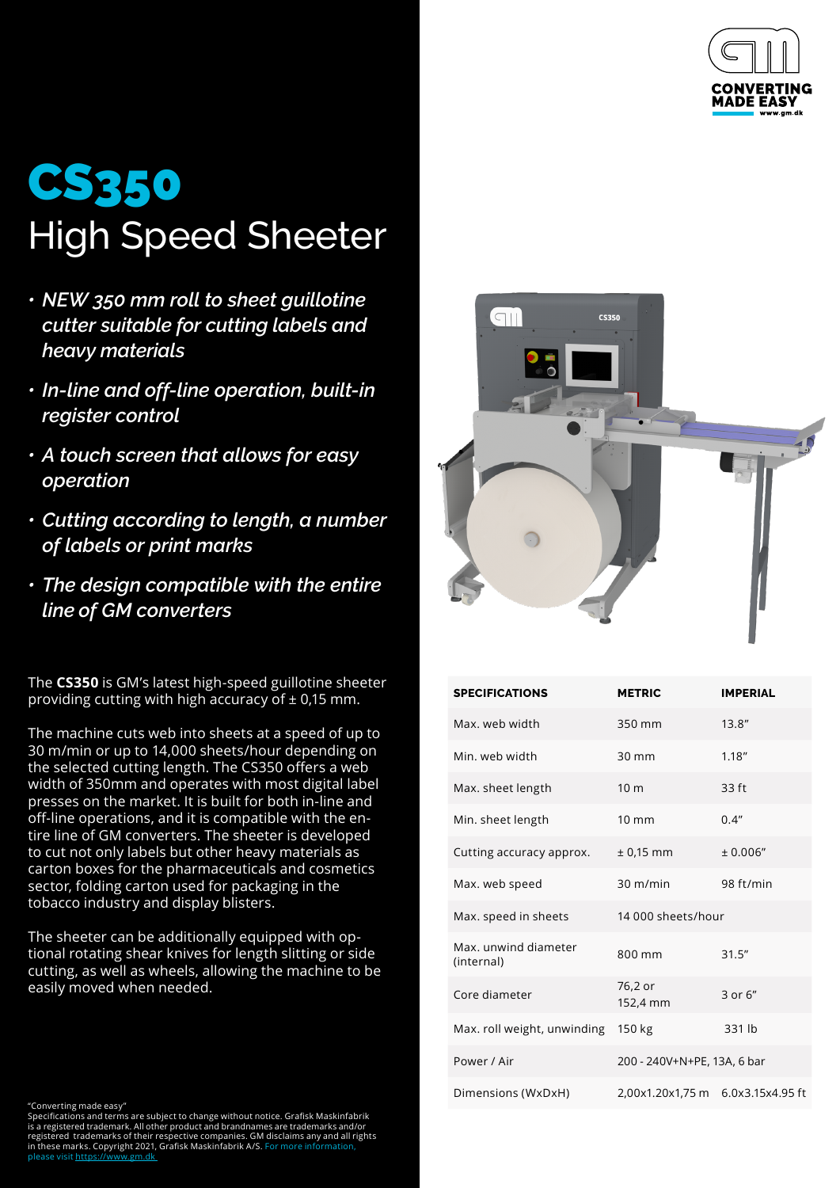CONVERTING MADE EASY
www.gm.dk

# CS350
## High Speed Sheeter

- *NEW 350 mm roll to sheet guillotine cutter suitable for cutting labels and heavy materials*
- *In-line and off-line operation, built-in register control*
- *A touch screen that allows for easy operation*
- *Cutting according to length, a number of labels or print marks*
- *The design compatible with the entire line of GM converters*

The **CS350** is GM's latest high-speed guillotine sheeter providing cutting with high accuracy of ± 0,15 mm.

The machine cuts web into sheets at a speed of up to 30 m/min or up to 14,000 sheets/hour depending on the selected cutting length. The CS350 offers a web width of 350mm and operates with most digital label presses on the market. It is built for both in-line and off-line operations, and it is compatible with the entire line of GM converters. The sheeter is developed to cut not only labels but other heavy materials as carton boxes for the pharmaceuticals and cosmetics sector, folding carton used for packaging in the tobacco industry and display blisters.

The sheeter can be additionally equipped with optional rotating shear knives for length slitting or side cutting, as well as wheels, allowing the machine to be easily moved when needed.

| SPECIFICATIONS | METRIC | IMPERIAL |
|---|---|---|
| Max. web width | 350 mm | 13.8" |
| Min. web width | 30 mm | 1.18" |
| Max. sheet length | 10 m | 33 ft |
| Min. sheet length | 10 mm | 0.4" |
| Cutting accuracy approx. | ± 0,15 mm | ± 0.006" |
| Max. web speed | 30 m/min | 98 ft/min |
| Max. speed in sheets | 14 000 sheets/hour | |
| Max. unwind diameter (internal) | 800 mm | 31.5" |
| Core diameter | 76,2 or 152,4 mm | 3 or 6" |
| Max. roll weight, unwinding | 150 kg | 331 lb |
| Power / Air | 200 - 240V+N+PE, 13A, 6 bar | |
| Dimensions (WxDxH) | 2,00x1.20x1,75 m | 6.0x3.15x4.95 ft |

"Converting made easy"
Specifications and terms are subject to change without notice. Grafisk Maskinfabrik is a registered trademark. All other product and brandnames are trademarks and/or registered trademarks of their respective companies. GM disclaims any and all rights in these marks. Copyright 2021, Grafisk Maskinfabrik A/S. For more information, please visit https://www.gm.dk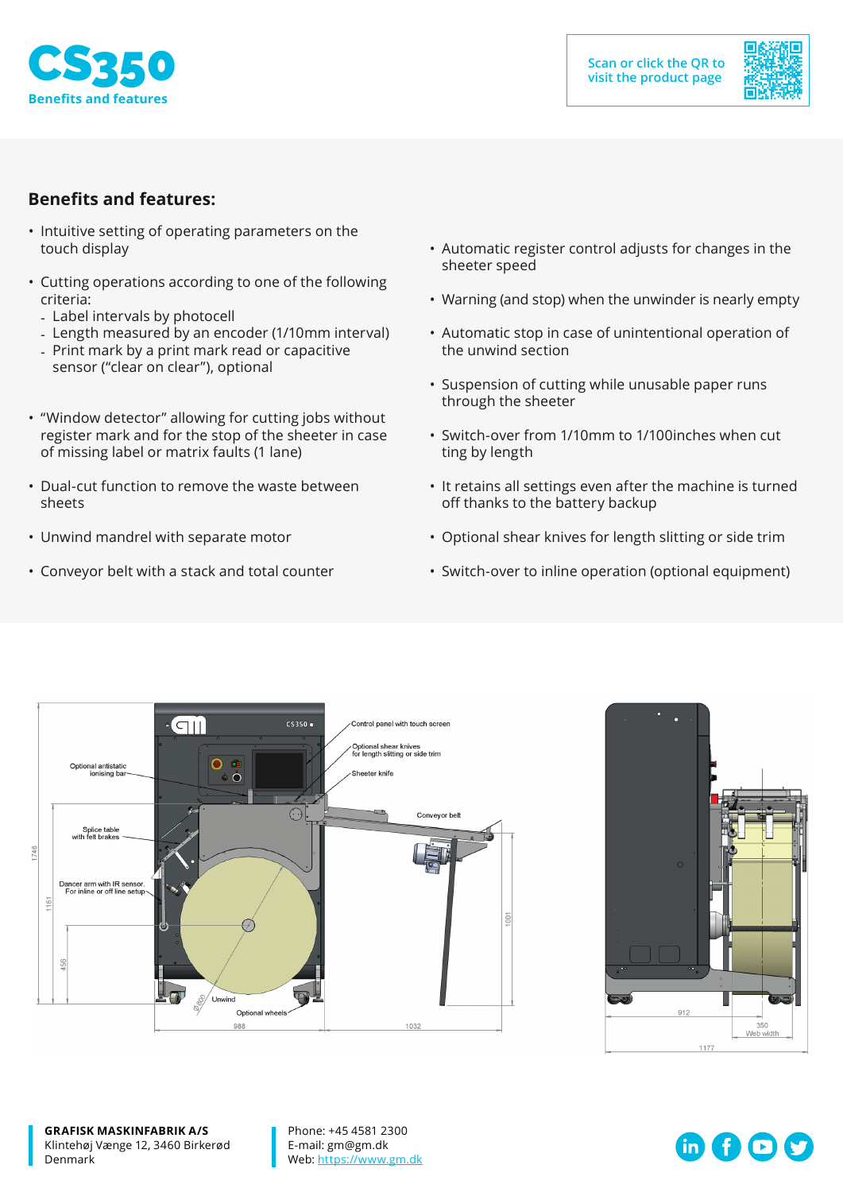# CS350

**Benefits and features**

Scan or click the QR to visit the product page

## Benefits and features:

- Intuitive setting of operating parameters on the touch display
- Cutting operations according to one of the following criteria:
  - Label intervals by photocell
  - Length measured by an encoder (1/10mm interval)
  - Print mark by a print mark read or capacitive sensor ("clear on clear"), optional
- "Window detector" allowing for cutting jobs without register mark and for the stop of the sheeter in case of missing label or matrix faults (1 lane)
- Dual-cut function to remove the waste between sheets
- Unwind mandrel with separate motor
- Conveyor belt with a stack and total counter
- Automatic register control adjusts for changes in the sheeter speed
- Warning (and stop) when the unwinder is nearly empty
- Automatic stop in case of unintentional operation of the unwind section
- Suspension of cutting while unusable paper runs through the sheeter
- Switch-over from 1/10mm to 1/100inches when cut ting by length
- It retains all settings even after the machine is turned off thanks to the battery backup
- Optional shear knives for length slitting or side trim
- Switch-over to inline operation (optional equipment)

Control panel with touch screen
Optional shear knives for length slitting or side trim
Sheeter knife
Conveyor belt
Optional antistatic ionising bar
Splice table with felt brakes
Dancer arm with IR sensor. For inline or off line setup
Unwind
Optional wheels
Ø800
1746
1161
456
1001
988
1032
912
350 Web width
1177

**GRAFISK MASKINFABRIK A/S**
Klintehøj Vænge 12, 3460 Birkerød
Denmark

Phone: +45 4581 2300
E-mail: gm@gm.dk
Web: [https://www.gm.dk](https://www.gm.dk)